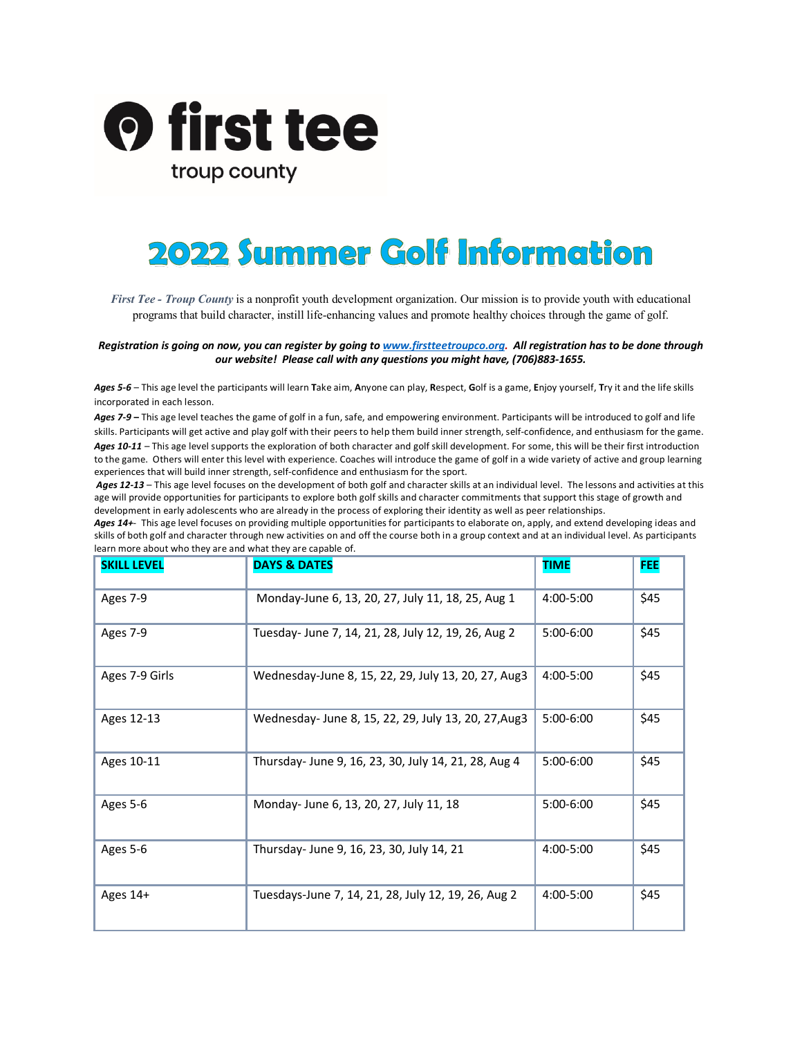**first tee**
troup county

# 2022 Summer Golf Information

*First Tee - Troup County* is a nonprofit youth development organization. Our mission is to provide youth with educational programs that build character, instill life-enhancing values and promote healthy choices through the game of golf.

***Registration is going on now, you can register by going to [www.firstteetroupco.org](www.firstteetroupco.org). All registration has to be done through our website! Please call with any questions you might have, (706)883-1655.***

***Ages 5-6*** – This age level the participants will learn **T**ake aim, **A**nyone can play, **R**espect, **G**olf is a game, **E**njoy yourself, **T**ry it and the life skills incorporated in each lesson.

***Ages 7-9 –*** This age level teaches the game of golf in a fun, safe, and empowering environment. Participants will be introduced to golf and life skills. Participants will get active and play golf with their peers to help them build inner strength, self-confidence, and enthusiasm for the game.

***Ages 10-11*** – This age level supports the exploration of both character and golf skill development. For some, this will be their first introduction to the game. Others will enter this level with experience. Coaches will introduce the game of golf in a wide variety of active and group learning experiences that will build inner strength, self-confidence and enthusiasm for the sport.

***Ages 12-13*** – This age level focuses on the development of both golf and character skills at an individual level. The lessons and activities at this age will provide opportunities for participants to explore both golf skills and character commitments that support this stage of growth and development in early adolescents who are already in the process of exploring their identity as well as peer relationships.

***Ages 14+***- This age level focuses on providing multiple opportunities for participants to elaborate on, apply, and extend developing ideas and skills of both golf and character through new activities on and off the course both in a group context and at an individual level. As participants learn more about who they are and what they are capable of.

| SKILL LEVEL | DAYS & DATES | TIME | FEE |
|---|---|---|---|
| Ages 7-9 | Monday-June 6, 13, 20, 27, July 11, 18, 25, Aug 1 | 4:00-5:00 | $45 |
| Ages 7-9 | Tuesday- June 7, 14, 21, 28, July 12, 19, 26, Aug 2 | 5:00-6:00 | $45 |
| Ages 7-9 Girls | Wednesday-June 8, 15, 22, 29, July 13, 20, 27, Aug3 | 4:00-5:00 | $45 |
| Ages 12-13 | Wednesday- June 8, 15, 22, 29, July 13, 20, 27,Aug3 | 5:00-6:00 | $45 |
| Ages 10-11 | Thursday- June 9, 16, 23, 30, July 14, 21, 28, Aug 4 | 5:00-6:00 | $45 |
| Ages 5-6 | Monday- June 6, 13, 20, 27, July 11, 18 | 5:00-6:00 | $45 |
| Ages 5-6 | Thursday- June 9, 16, 23, 30, July 14, 21 | 4:00-5:00 | $45 |
| Ages 14+ | Tuesdays-June 7, 14, 21, 28, July 12, 19, 26, Aug 2 | 4:00-5:00 | $45 |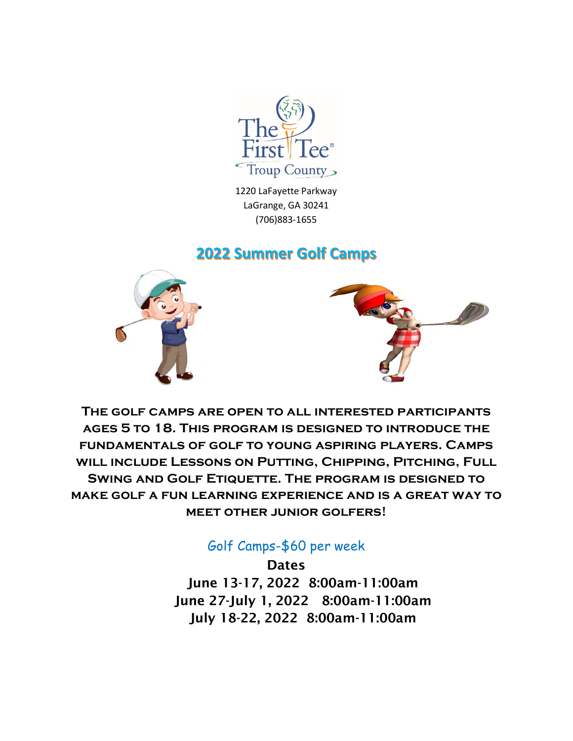The First Tee Troup County

1220 LaFayette Parkway
LaGrange, GA 30241
(706)883-1655

# 2022 Summer Golf Camps

**The golf camps are open to all interested participants ages 5 to 18. This program is designed to introduce the fundamentals of golf to young aspiring players. Camps will include Lessons on Putting, Chipping, Pitching, Full Swing and Golf Etiquette. The program is designed to make golf a fun learning experience and is a great way to meet other junior golfers!**

## Golf Camps-$60 per week

**Dates**

**June 13-17, 2022 8:00am-11:00am**
**June 27-July 1, 2022 8:00am-11:00am**
**July 18-22, 2022 8:00am-11:00am**